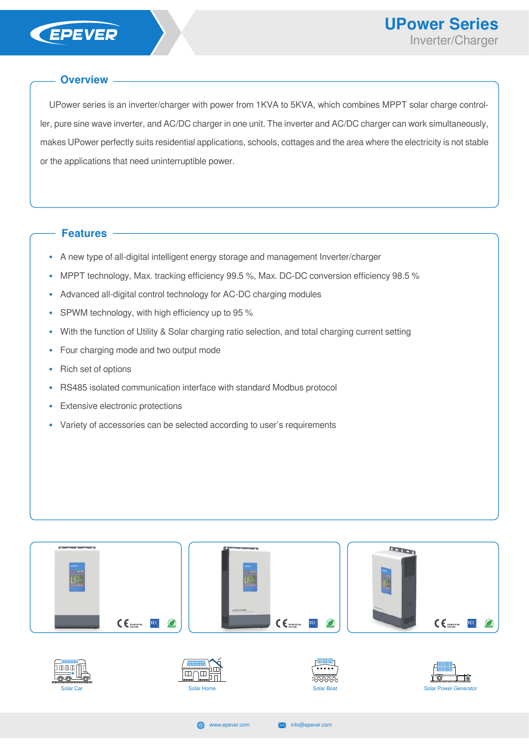# UPower Series

Inverter/Charger

## Overview

UPower series is an inverter/charger with power from 1KVA to 5KVA, which combines MPPT solar charge controller, pure sine wave inverter, and AC/DC charger in one unit. The inverter and AC/DC charger can work simultaneously, makes UPower perfectly suits residential applications, schools, cottages and the area where the electricity is not stable or the applications that need uninterruptible power.

## Features

- A new type of all-digital intelligent energy storage and management Inverter/charger
- MPPT technology, Max. tracking efficiency 99.5 %, Max. DC-DC conversion efficiency 98.5 %
- Advanced all-digital control technology for AC-DC charging modules
- SPWM technology, with high efficiency up to 95 %
- With the function of Utility & Solar charging ratio selection, and total charging current setting
- Four charging mode and two output mode
- Rich set of options
- RS485 isolated communication interface with standard Modbus protocol
- Extensive electronic protections
- Variety of accessories can be selected according to user's requirements

Solar Car

Solar Home

Solar Boat

Solar Power Generator

www.epever.com

info@epever.com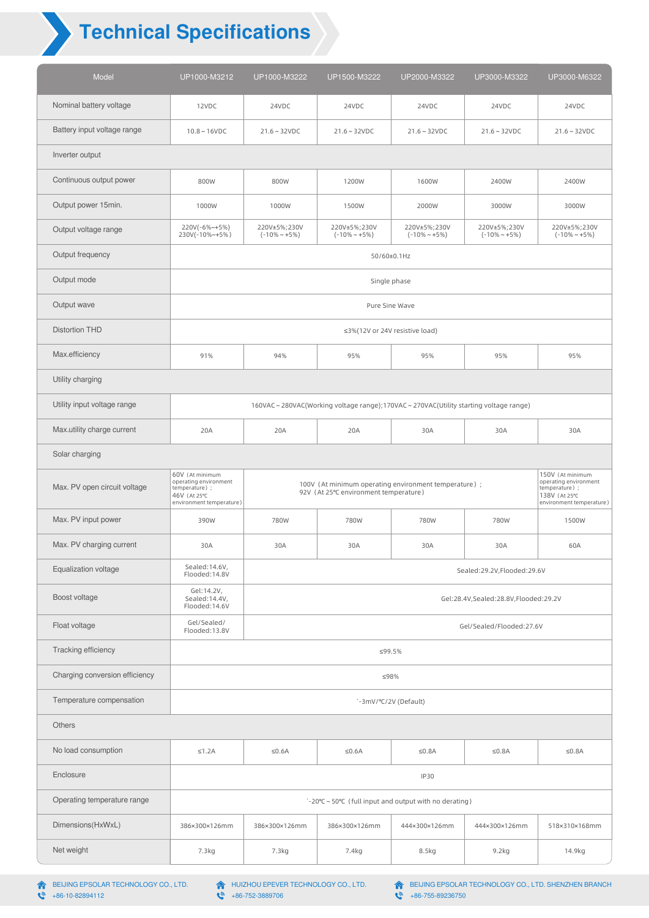# Technical Specifications

| Model | UP1000-M3212 | UP1000-M3222 | UP1500-M3222 | UP2000-M3322 | UP3000-M3322 | UP3000-M6322 |
|---|---|---|---|---|---|---|
| Nominal battery voltage | 12VDC | 24VDC | 24VDC | 24VDC | 24VDC | 24VDC |
| Battery input voltage range | 10.8 ~ 16VDC | 21.6 ~ 32VDC | 21.6 ~ 32VDC | 21.6 ~ 32VDC | 21.6 ~ 32VDC | 21.6 ~ 32VDC |
| Inverter output | | | | | | |
| Continuous output power | 800W | 800W | 1200W | 1600W | 2400W | 2400W |
| Output power 15min. | 1000W | 1000W | 1500W | 2000W | 3000W | 3000W |
| Output voltage range | 220V(-6%~+5%) 230V(-10%~+5%) | 220V±5%;230V (-10% ~ +5%) | 220V±5%;230V (-10% ~ +5%) | 220V±5%;230V (-10% ~ +5%) | 220V±5%;230V (-10% ~ +5%) | 220V±5%;230V (-10% ~ +5%) |
| Output frequency | 50/60±0.1Hz | | | | | |
| Output mode | Single phase | | | | | |
| Output wave | Pure Sine Wave | | | | | |
| Distortion THD | ≤3%(12V or 24V resistive load) | | | | | |
| Max.efficiency | 91% | 94% | 95% | 95% | 95% | 95% |
| Utility charging | | | | | | |
| Utility input voltage range | 160VAC ~ 280VAC(Working voltage range);170VAC ~ 270VAC(Utility starting voltage range) | | | | | |
| Max.utility charge current | 20A | 20A | 20A | 30A | 30A | 30A |
| Solar charging | | | | | | |
| Max. PV open circuit voltage | 60V (At minimum operating environment temperature); 46V (At 25℃ environment temperature) | 100V (At minimum operating environment temperature); 92V (At 25℃ environment temperature) | | | | 150V (At minimum operating environment temperature); 138V (At 25℃ environment temperature) |
| Max. PV input power | 390W | 780W | 780W | 780W | 780W | 1500W |
| Max. PV charging current | 30A | 30A | 30A | 30A | 30A | 60A |
| Equalization voltage | Sealed:14.6V, Flooded:14.8V | Sealed:29.2V,Flooded:29.6V | | | | |
| Boost voltage | Gel:14.2V, Sealed:14.4V, Flooded:14.6V | Gel:28.4V,Sealed:28.8V,Flooded:29.2V | | | | |
| Float voltage | Gel/Sealed/ Flooded:13.8V | Gel/Sealed/Flooded:27.6V | | | | |
| Tracking efficiency | ≤99.5% | | | | | |
| Charging conversion efficiency | ≤98% | | | | | |
| Temperature compensation | -3mV/℃/2V (Default) | | | | | |
| Others | | | | | | |
| No load consumption | ≤1.2A | ≤0.6A | ≤0.6A | ≤0.8A | ≤0.8A | ≤0.8A |
| Enclosure | IP30 | | | | | |
| Operating temperature range | -20℃ ~ 50℃ (full input and output with no derating) | | | | | |
| Dimensions(HxWxL) | 386×300×126mm | 386×300×126mm | 386×300×126mm | 444×300×126mm | 444×300×126mm | 518×310×168mm |
| Net weight | 7.3kg | 7.3kg | 7.4kg | 8.5kg | 9.2kg | 14.9kg |

BEIJING EPSOLAR TECHNOLOGY CO., LTD. +86-10-82894112

HUIZHOU EPEVER TECHNOLOGY CO., LTD. +86-752-3889706

BEIJING EPSOLAR TECHNOLOGY CO., LTD. SHENZHEN BRANCH +86-755-89236750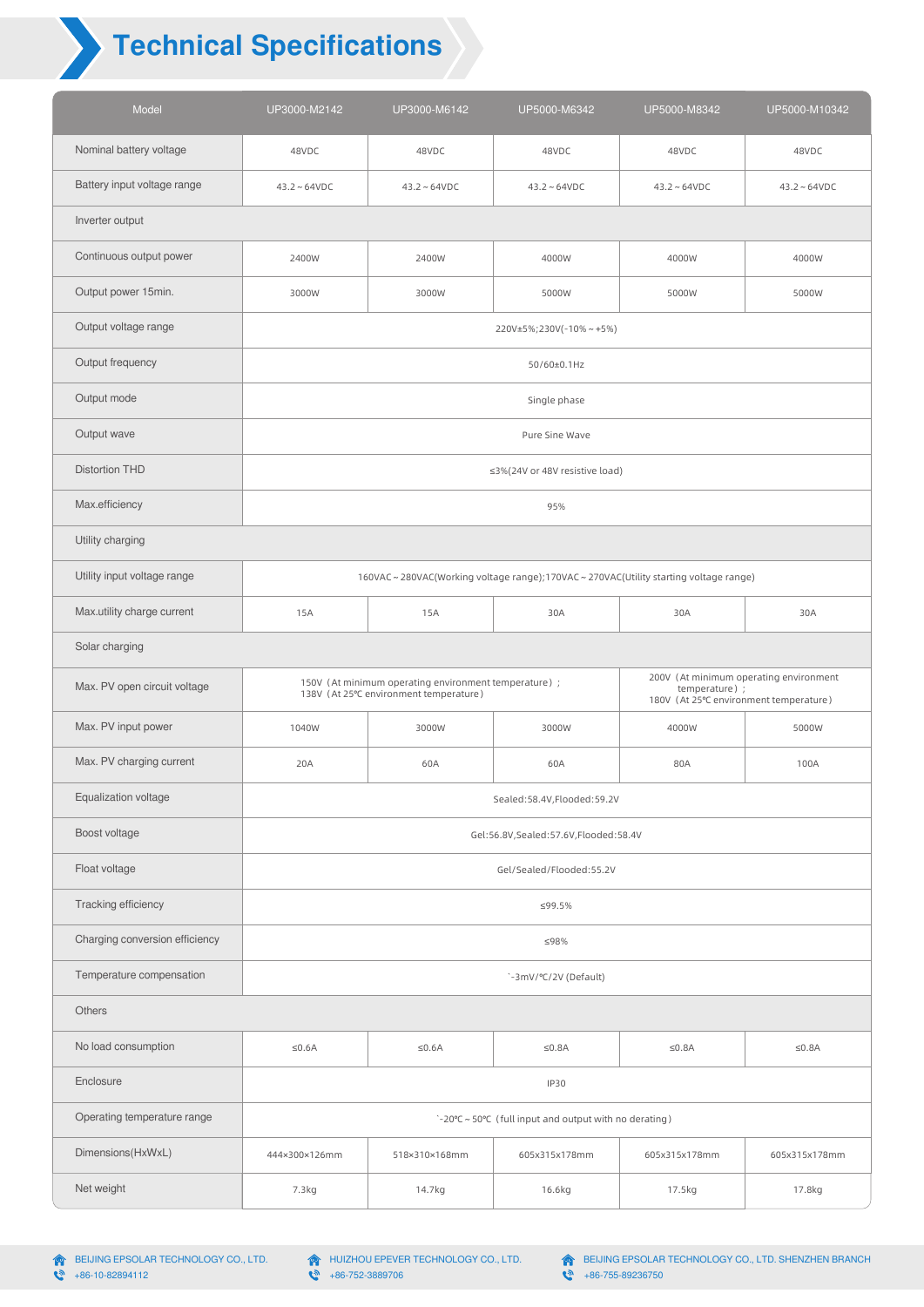# Technical Specifications

| Model | UP3000-M2142 | UP3000-M6142 | UP5000-M6342 | UP5000-M8342 | UP5000-M10342 |
|---|---|---|---|---|---|
| Nominal battery voltage | 48VDC | 48VDC | 48VDC | 48VDC | 48VDC |
| Battery input voltage range | 43.2～64VDC | 43.2～64VDC | 43.2～64VDC | 43.2～64VDC | 43.2～64VDC |
| Inverter output | | | | | |
| Continuous output power | 2400W | 2400W | 4000W | 4000W | 4000W |
| Output power 15min. | 3000W | 3000W | 5000W | 5000W | 5000W |
| Output voltage range | 220V±5%;230V(-10%～+5%) | | | | |
| Output frequency | 50/60±0.1Hz | | | | |
| Output mode | Single phase | | | | |
| Output wave | Pure Sine Wave | | | | |
| Distortion THD | ≤3%(24V or 48V resistive load) | | | | |
| Max.efficiency | 95% | | | | |
| Utility charging | | | | | |
| Utility input voltage range | 160VAC～280VAC(Working voltage range);170VAC～270VAC(Utility starting voltage range) | | | | |
| Max.utility charge current | 15A | 15A | 30A | 30A | 30A |
| Solar charging | | | | | |
| Max. PV open circuit voltage | 150V（At minimum operating environment temperature）; 138V（At 25℃ environment temperature） | | | 200V（At minimum operating environment temperature）; 180V（At 25℃ environment temperature） | |
| Max. PV input power | 1040W | 3000W | 3000W | 4000W | 5000W |
| Max. PV charging current | 20A | 60A | 60A | 80A | 100A |
| Equalization voltage | Sealed:58.4V,Flooded:59.2V | | | | |
| Boost voltage | Gel:56.8V,Sealed:57.6V,Flooded:58.4V | | | | |
| Float voltage | Gel/Sealed/Flooded:55.2V | | | | |
| Tracking efficiency | ≤99.5% | | | | |
| Charging conversion efficiency | ≤98% | | | | |
| Temperature compensation | `-3mV/℃/2V (Default) | | | | |
| Others | | | | | |
| No load consumption | ≤0.6A | ≤0.6A | ≤0.8A | ≤0.8A | ≤0.8A |
| Enclosure | IP30 | | | | |
| Operating temperature range | `-20℃～50℃（full input and output with no derating） | | | | |
| Dimensions(HxWxL) | 444×300×126mm | 518×310×168mm | 605x315x178mm | 605x315x178mm | 605x315x178mm |
| Net weight | 7.3kg | 14.7kg | 16.6kg | 17.5kg | 17.8kg |

BEIJING EPSOLAR TECHNOLOGY CO., LTD.
+86-10-82894112

HUIZHOU EPEVER TECHNOLOGY CO., LTD.
+86-752-3889706

BEIJING EPSOLAR TECHNOLOGY CO., LTD. SHENZHEN BRANCH
+86-755-89236760